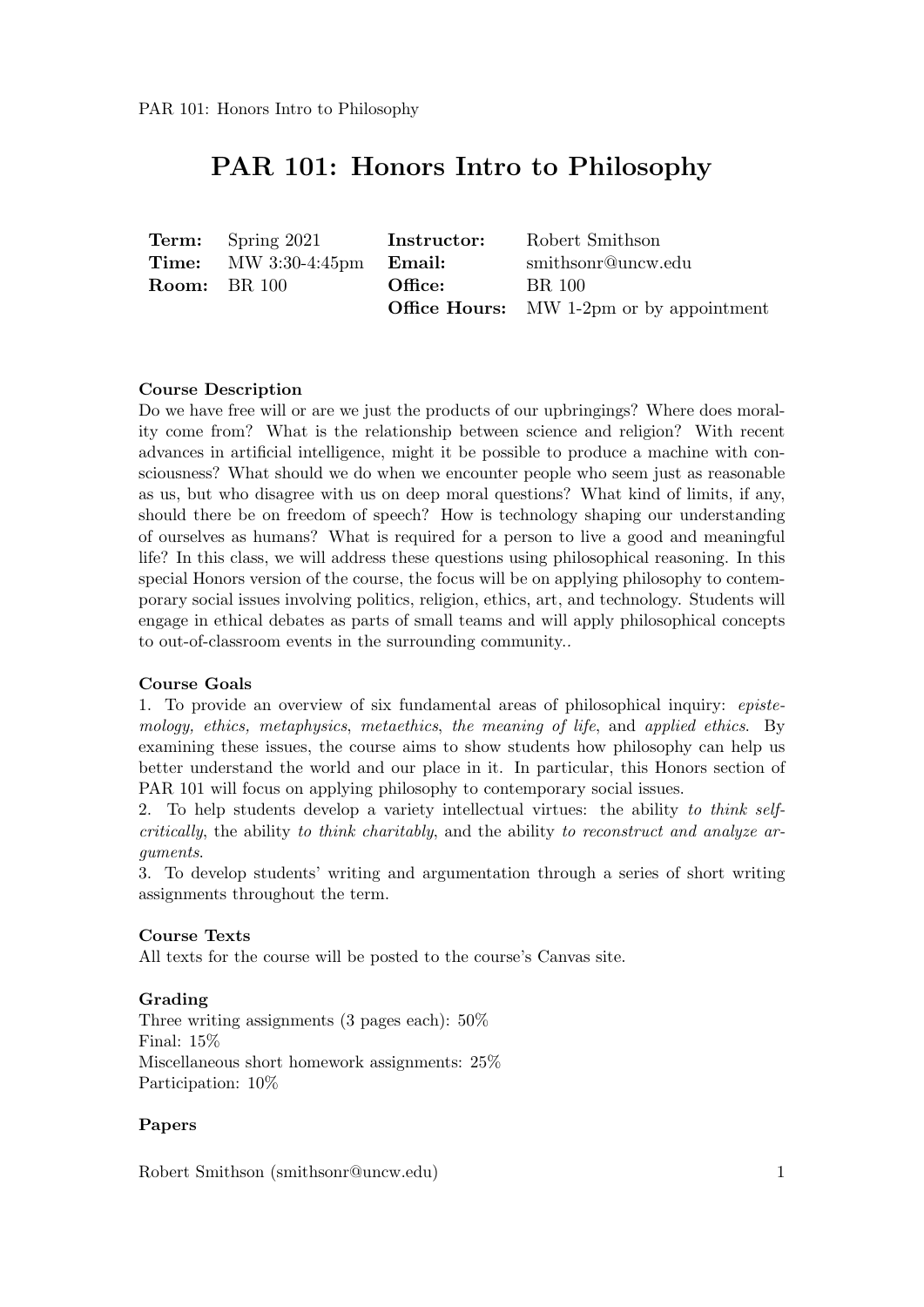# PAR 101: Honors Intro to Philosophy

| | | | |
|---|---|---|---|
| **Term:** | Spring 2021 | **Instructor:** | Robert Smithson |
| **Time:** | MW 3:30-4:45pm | **Email:** | smithsonr@uncw.edu |
| **Room:** | BR 100 | **Office:** | BR 100 |
| | | **Office Hours:** | MW 1-2pm or by appointment |

**Course Description**

Do we have free will or are we just the products of our upbringings? Where does morality come from? What is the relationship between science and religion? With recent advances in artificial intelligence, might it be possible to produce a machine with consciousness? What should we do when we encounter people who seem just as reasonable as us, but who disagree with us on deep moral questions? What kind of limits, if any, should there be on freedom of speech? How is technology shaping our understanding of ourselves as humans? What is required for a person to live a good and meaningful life? In this class, we will address these questions using philosophical reasoning. In this special Honors version of the course, the focus will be on applying philosophy to contemporary social issues involving politics, religion, ethics, art, and technology. Students will engage in ethical debates as parts of small teams and will apply philosophical concepts to out-of-classroom events in the surrounding community..

**Course Goals**

1. To provide an overview of six fundamental areas of philosophical inquiry: *epistemology, ethics, metaphysics*, *metaethics*, *the meaning of life*, and *applied ethics*. By examining these issues, the course aims to show students how philosophy can help us better understand the world and our place in it. In particular, this Honors section of PAR 101 will focus on applying philosophy to contemporary social issues.

2. To help students develop a variety intellectual virtues: the ability *to think self-critically*, the ability *to think charitably*, and the ability *to reconstruct and analyze arguments*.

3. To develop students' writing and argumentation through a series of short writing assignments throughout the term.

**Course Texts**

All texts for the course will be posted to the course's Canvas site.

**Grading**

Three writing assignments (3 pages each): 50%
Final: 15%
Miscellaneous short homework assignments: 25%
Participation: 10%

**Papers**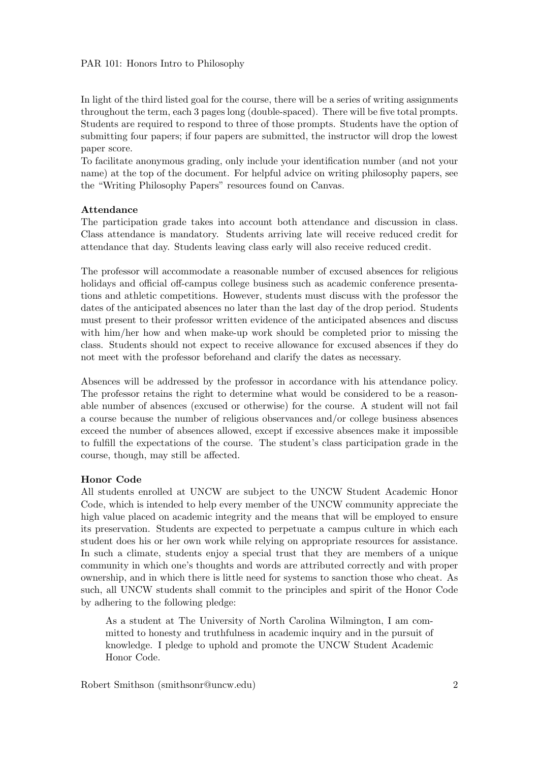In light of the third listed goal for the course, there will be a series of writing assignments throughout the term, each 3 pages long (double-spaced). There will be five total prompts. Students are required to respond to three of those prompts. Students have the option of submitting four papers; if four papers are submitted, the instructor will drop the lowest paper score.

To facilitate anonymous grading, only include your identification number (and not your name) at the top of the document. For helpful advice on writing philosophy papers, see the "Writing Philosophy Papers" resources found on Canvas.

**Attendance**

The participation grade takes into account both attendance and discussion in class. Class attendance is mandatory. Students arriving late will receive reduced credit for attendance that day. Students leaving class early will also receive reduced credit.

The professor will accommodate a reasonable number of excused absences for religious holidays and official off-campus college business such as academic conference presentations and athletic competitions. However, students must discuss with the professor the dates of the anticipated absences no later than the last day of the drop period. Students must present to their professor written evidence of the anticipated absences and discuss with him/her how and when make-up work should be completed prior to missing the class. Students should not expect to receive allowance for excused absences if they do not meet with the professor beforehand and clarify the dates as necessary.

Absences will be addressed by the professor in accordance with his attendance policy. The professor retains the right to determine what would be considered to be a reasonable number of absences (excused or otherwise) for the course. A student will not fail a course because the number of religious observances and/or college business absences exceed the number of absences allowed, except if excessive absences make it impossible to fulfill the expectations of the course. The student's class participation grade in the course, though, may still be affected.

**Honor Code**

All students enrolled at UNCW are subject to the UNCW Student Academic Honor Code, which is intended to help every member of the UNCW community appreciate the high value placed on academic integrity and the means that will be employed to ensure its preservation. Students are expected to perpetuate a campus culture in which each student does his or her own work while relying on appropriate resources for assistance. In such a climate, students enjoy a special trust that they are members of a unique community in which one's thoughts and words are attributed correctly and with proper ownership, and in which there is little need for systems to sanction those who cheat. As such, all UNCW students shall commit to the principles and spirit of the Honor Code by adhering to the following pledge:

> As a student at The University of North Carolina Wilmington, I am committed to honesty and truthfulness in academic inquiry and in the pursuit of knowledge. I pledge to uphold and promote the UNCW Student Academic Honor Code.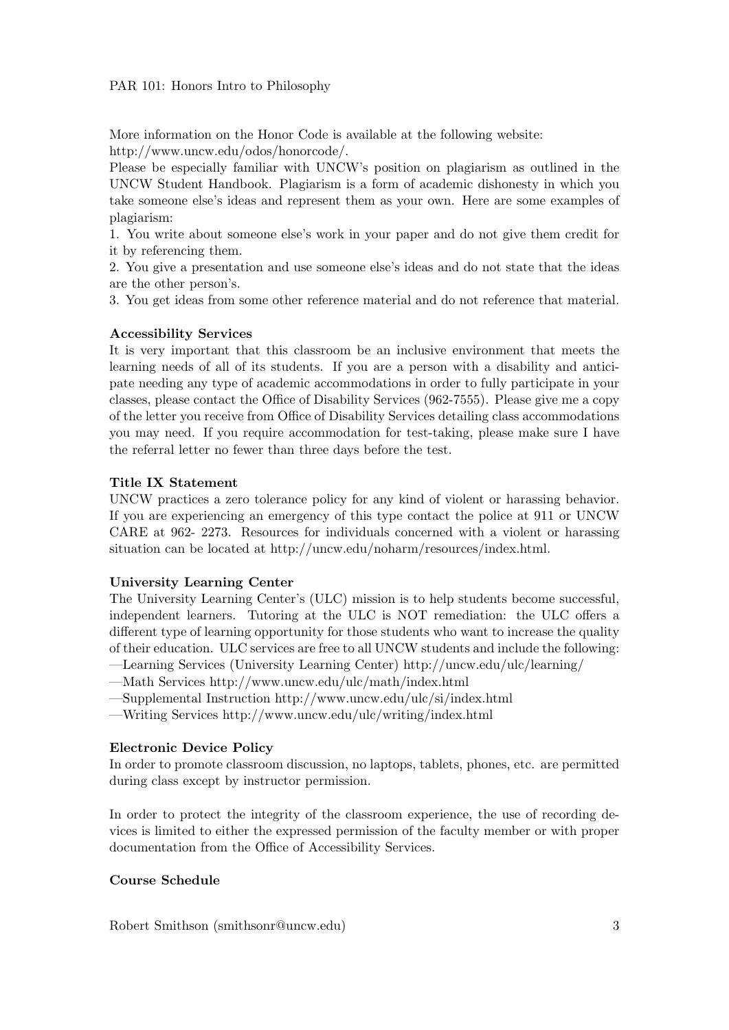More information on the Honor Code is available at the following website: http://www.uncw.edu/odos/honorcode/.

Please be especially familiar with UNCW's position on plagiarism as outlined in the UNCW Student Handbook. Plagiarism is a form of academic dishonesty in which you take someone else's ideas and represent them as your own. Here are some examples of plagiarism:

1. You write about someone else's work in your paper and do not give them credit for it by referencing them.
2. You give a presentation and use someone else's ideas and do not state that the ideas are the other person's.
3. You get ideas from some other reference material and do not reference that material.

**Accessibility Services**

It is very important that this classroom be an inclusive environment that meets the learning needs of all of its students. If you are a person with a disability and anticipate needing any type of academic accommodations in order to fully participate in your classes, please contact the Office of Disability Services (962-7555). Please give me a copy of the letter you receive from Office of Disability Services detailing class accommodations you may need. If you require accommodation for test-taking, please make sure I have the referral letter no fewer than three days before the test.

**Title IX Statement**

UNCW practices a zero tolerance policy for any kind of violent or harassing behavior. If you are experiencing an emergency of this type contact the police at 911 or UNCW CARE at 962- 2273. Resources for individuals concerned with a violent or harassing situation can be located at http://uncw.edu/noharm/resources/index.html.

**University Learning Center**

The University Learning Center's (ULC) mission is to help students become successful, independent learners. Tutoring at the ULC is NOT remediation: the ULC offers a different type of learning opportunity for those students who want to increase the quality of their education. ULC services are free to all UNCW students and include the following:

—Learning Services (University Learning Center) http://uncw.edu/ulc/learning/
—Math Services http://www.uncw.edu/ulc/math/index.html
—Supplemental Instruction http://www.uncw.edu/ulc/si/index.html
—Writing Services http://www.uncw.edu/ulc/writing/index.html

**Electronic Device Policy**

In order to promote classroom discussion, no laptops, tablets, phones, etc. are permitted during class except by instructor permission.

In order to protect the integrity of the classroom experience, the use of recording devices is limited to either the expressed permission of the faculty member or with proper documentation from the Office of Accessibility Services.

**Course Schedule**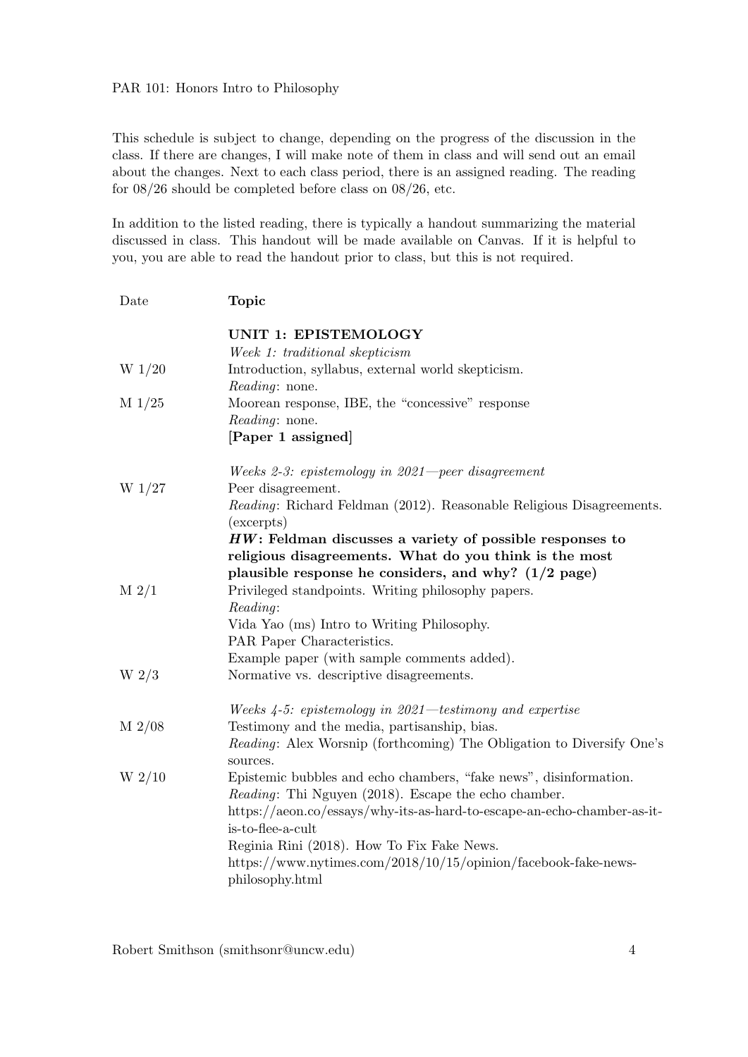PAR 101: Honors Intro to Philosophy

This schedule is subject to change, depending on the progress of the discussion in the class. If there are changes, I will make note of them in class and will send out an email about the changes. Next to each class period, there is an assigned reading. The reading for 08/26 should be completed before class on 08/26, etc.

In addition to the listed reading, there is typically a handout summarizing the material discussed in class. This handout will be made available on Canvas. If it is helpful to you, you are able to read the handout prior to class, but this is not required.

| Date | **Topic** |
| --- | --- |
| | **UNIT 1: EPISTEMOLOGY** |
| | *Week 1: traditional skepticism* |
| W 1/20 | Introduction, syllabus, external world skepticism.<br>*Reading*: none. |
| M 1/25 | Moorean response, IBE, the "concessive" response<br>*Reading*: none.<br>**[Paper 1 assigned]** |
| | *Weeks 2-3: epistemology in 2021—peer disagreement* |
| W 1/27 | Peer disagreement.<br>*Reading*: Richard Feldman (2012). Reasonable Religious Disagreements. (excerpts)<br>***HW*: Feldman discusses a variety of possible responses to religious disagreements. What do you think is the most plausible response he considers, and why? (1/2 page)** |
| M 2/1 | Privileged standpoints. Writing philosophy papers.<br>*Reading*:<br>Vida Yao (ms) Intro to Writing Philosophy.<br>PAR Paper Characteristics.<br>Example paper (with sample comments added). |
| W 2/3 | Normative vs. descriptive disagreements. |
| | *Weeks 4-5: epistemology in 2021—testimony and expertise* |
| M 2/08 | Testimony and the media, partisanship, bias.<br>*Reading*: Alex Worsnip (forthcoming) The Obligation to Diversify One's sources. |
| W 2/10 | Epistemic bubbles and echo chambers, "fake news", disinformation.<br>*Reading*: Thi Nguyen (2018). Escape the echo chamber.<br>https://aeon.co/essays/why-its-as-hard-to-escape-an-echo-chamber-as-it-is-to-flee-a-cult<br>Reginia Rini (2018). How To Fix Fake News.<br>https://www.nytimes.com/2018/10/15/opinion/facebook-fake-news-philosophy.html |

Robert Smithson (smithsonr@uncw.edu)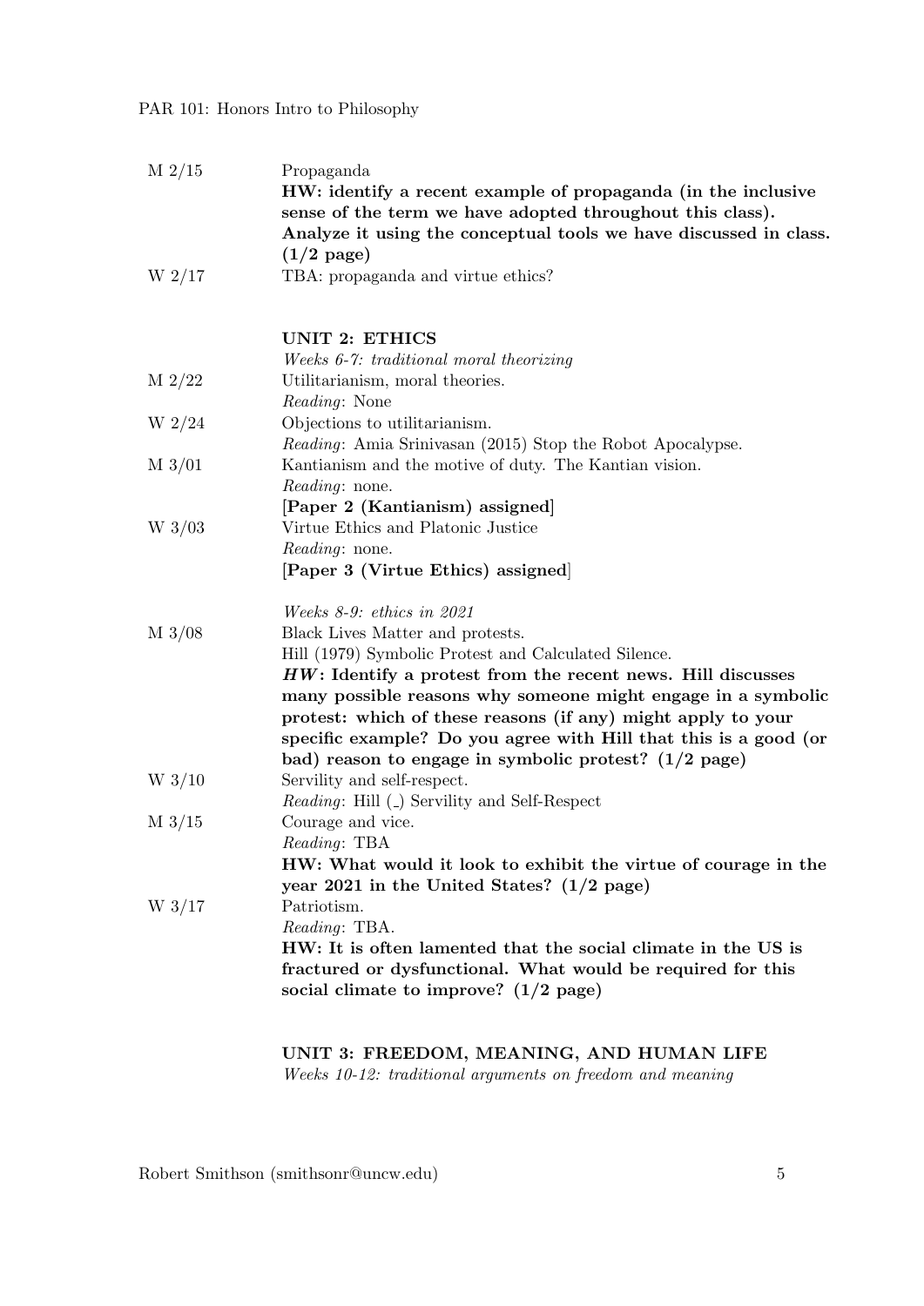| | |
|---|---|
| M 2/15 | Propaganda<br>**HW: identify a recent example of propaganda (in the inclusive sense of the term we have adopted throughout this class). Analyze it using the conceptual tools we have discussed in class. (1/2 page)** |
| W 2/17 | TBA: propaganda and virtue ethics? |

## UNIT 2: ETHICS

*Weeks 6-7: traditional moral theorizing*

| | |
|---|---|
| M 2/22 | Utilitarianism, moral theories.<br>*Reading*: None |
| W 2/24 | Objections to utilitarianism.<br>*Reading*: Amia Srinivasan (2015) Stop the Robot Apocalypse. |
| M 3/01 | Kantianism and the motive of duty. The Kantian vision.<br>*Reading*: none.<br>**[Paper 2 (Kantianism) assigned]** |
| W 3/03 | Virtue Ethics and Platonic Justice<br>*Reading*: none.<br>**[Paper 3 (Virtue Ethics) assigned]** |

*Weeks 8-9: ethics in 2021*

| | |
|---|---|
| M 3/08 | Black Lives Matter and protests.<br>Hill (1979) Symbolic Protest and Calculated Silence.<br>***HW*: Identify a protest from the recent news. Hill discusses many possible reasons why someone might engage in a symbolic protest: which of these reasons (if any) might apply to your specific example? Do you agree with Hill that this is a good (or bad) reason to engage in symbolic protest? (1/2 page)** |
| W 3/10 | Servility and self-respect.<br>*Reading*: Hill (_) Servility and Self-Respect |
| M 3/15 | Courage and vice.<br>*Reading*: TBA<br>**HW: What would it look to exhibit the virtue of courage in the year 2021 in the United States? (1/2 page)** |
| W 3/17 | Patriotism.<br>*Reading*: TBA.<br>**HW: It is often lamented that the social climate in the US is fractured or dysfunctional. What would be required for this social climate to improve? (1/2 page)** |

## UNIT 3: FREEDOM, MEANING, AND HUMAN LIFE

*Weeks 10-12: traditional arguments on freedom and meaning*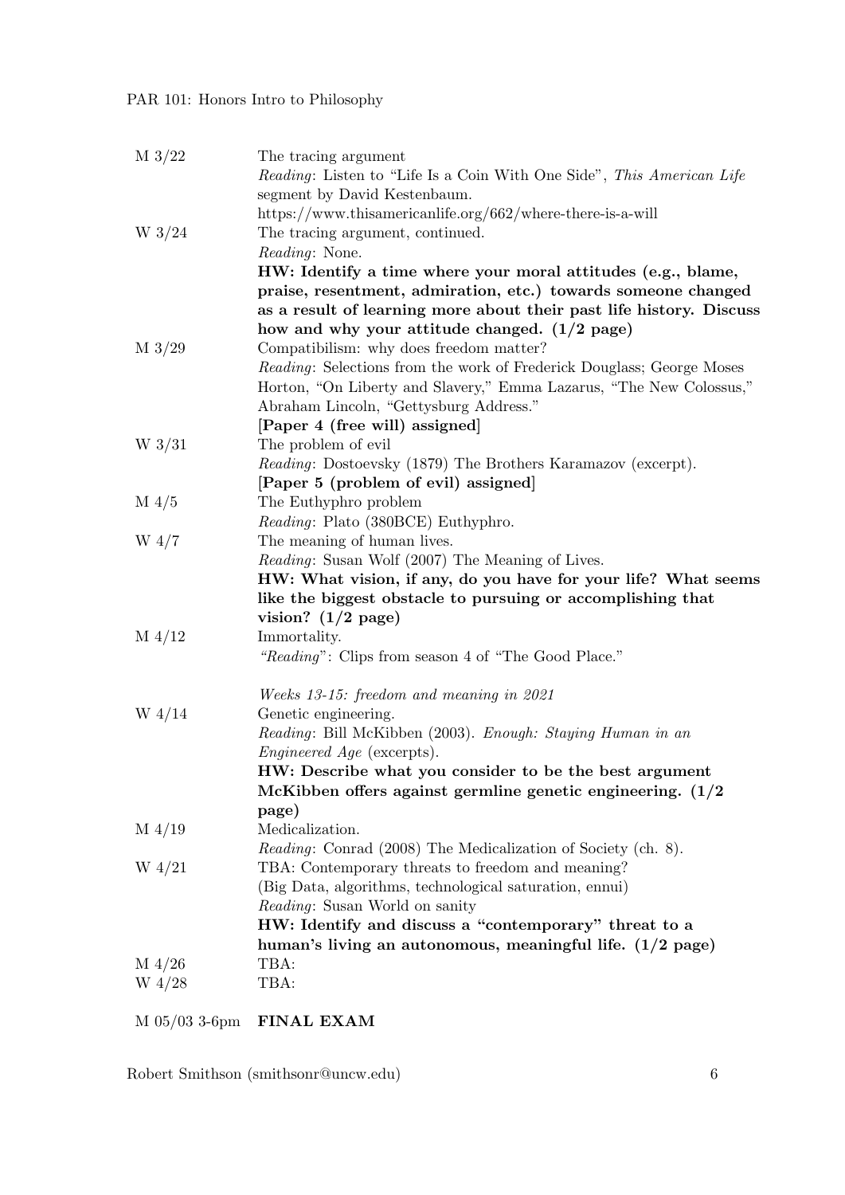| | |
|---|---|
| M 3/22 | The tracing argument<br>*Reading*: Listen to "Life Is a Coin With One Side", *This American Life* segment by David Kestenbaum.<br>https://www.thisamericanlife.org/662/where-there-is-a-will |
| W 3/24 | The tracing argument, continued.<br>*Reading*: None.<br>**HW: Identify a time where your moral attitudes (e.g., blame, praise, resentment, admiration, etc.) towards someone changed as a result of learning more about their past life history. Discuss how and why your attitude changed. (1/2 page)** |
| M 3/29 | Compatibilism: why does freedom matter?<br>*Reading*: Selections from the work of Frederick Douglass; George Moses Horton, "On Liberty and Slavery," Emma Lazarus, "The New Colossus," Abraham Lincoln, "Gettysburg Address."<br>**[Paper 4 (free will) assigned]** |
| W 3/31 | The problem of evil<br>*Reading*: Dostoevsky (1879) The Brothers Karamazov (excerpt).<br>**[Paper 5 (problem of evil) assigned]** |
| M 4/5 | The Euthyphro problem<br>*Reading*: Plato (380BCE) Euthyphro. |
| W 4/7 | The meaning of human lives.<br>*Reading*: Susan Wolf (2007) The Meaning of Lives.<br>**HW: What vision, if any, do you have for your life? What seems like the biggest obstacle to pursuing or accomplishing that vision? (1/2 page)** |
| M 4/12 | Immortality.<br>*"Reading"*: Clips from season 4 of "The Good Place." |
| | *Weeks 13-15: freedom and meaning in 2021* |
| W 4/14 | Genetic engineering.<br>*Reading*: Bill McKibben (2003). *Enough: Staying Human in an Engineered Age* (excerpts).<br>**HW: Describe what you consider to be the best argument McKibben offers against germline genetic engineering. (1/2 page)** |
| M 4/19 | Medicalization.<br>*Reading*: Conrad (2008) The Medicalization of Society (ch. 8). |
| W 4/21 | TBA: Contemporary threats to freedom and meaning?<br>(Big Data, algorithms, technological saturation, ennui)<br>*Reading*: Susan World on sanity<br>**HW: Identify and discuss a "contemporary" threat to a human's living an autonomous, meaningful life. (1/2 page)** |
| M 4/26 | TBA: |
| W 4/28 | TBA: |
| M 05/03 3-6pm | **FINAL EXAM** |

Robert Smithson (smithsonr@uncw.edu)